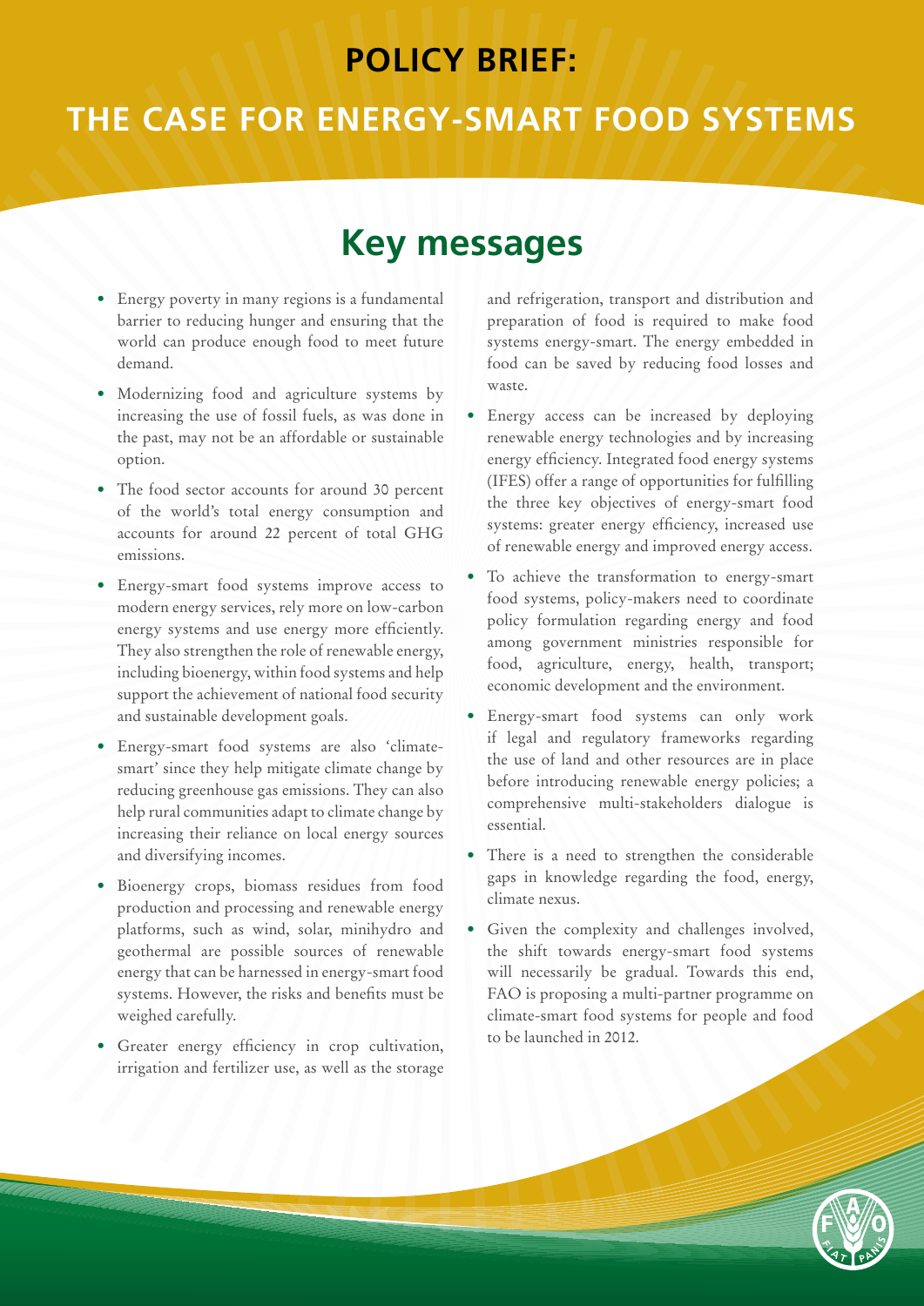# POLICY BRIEF:

# THE CASE FOR ENERGY-SMART FOOD SYSTEMS

## Key messages

- Energy poverty in many regions is a fundamental barrier to reducing hunger and ensuring that the world can produce enough food to meet future demand.
- Modernizing food and agriculture systems by increasing the use of fossil fuels, as was done in the past, may not be an affordable or sustainable option.
- The food sector accounts for around 30 percent of the world's total energy consumption and accounts for around 22 percent of total GHG emissions.
- Energy-smart food systems improve access to modern energy services, rely more on low-carbon energy systems and use energy more efficiently. They also strengthen the role of renewable energy, including bioenergy, within food systems and help support the achievement of national food security and sustainable development goals.
- Energy-smart food systems are also 'climate-smart' since they help mitigate climate change by reducing greenhouse gas emissions. They can also help rural communities adapt to climate change by increasing their reliance on local energy sources and diversifying incomes.
- Bioenergy crops, biomass residues from food production and processing and renewable energy platforms, such as wind, solar, minihydro and geothermal are possible sources of renewable energy that can be harnessed in energy-smart food systems. However, the risks and benefits must be weighed carefully.
- Greater energy efficiency in crop cultivation, irrigation and fertilizer use, as well as the storage and refrigeration, transport and distribution and preparation of food is required to make food systems energy-smart. The energy embedded in food can be saved by reducing food losses and waste.
- Energy access can be increased by deploying renewable energy technologies and by increasing energy efficiency. Integrated food energy systems (IFES) offer a range of opportunities for fulfilling the three key objectives of energy-smart food systems: greater energy efficiency, increased use of renewable energy and improved energy access.
- To achieve the transformation to energy-smart food systems, policy-makers need to coordinate policy formulation regarding energy and food among government ministries responsible for food, agriculture, energy, health, transport; economic development and the environment.
- Energy-smart food systems can only work if legal and regulatory frameworks regarding the use of land and other resources are in place before introducing renewable energy policies; a comprehensive multi-stakeholders dialogue is essential.
- There is a need to strengthen the considerable gaps in knowledge regarding the food, energy, climate nexus.
- Given the complexity and challenges involved, the shift towards energy-smart food systems will necessarily be gradual. Towards this end, FAO is proposing a multi-partner programme on climate-smart food systems for people and food to be launched in 2012.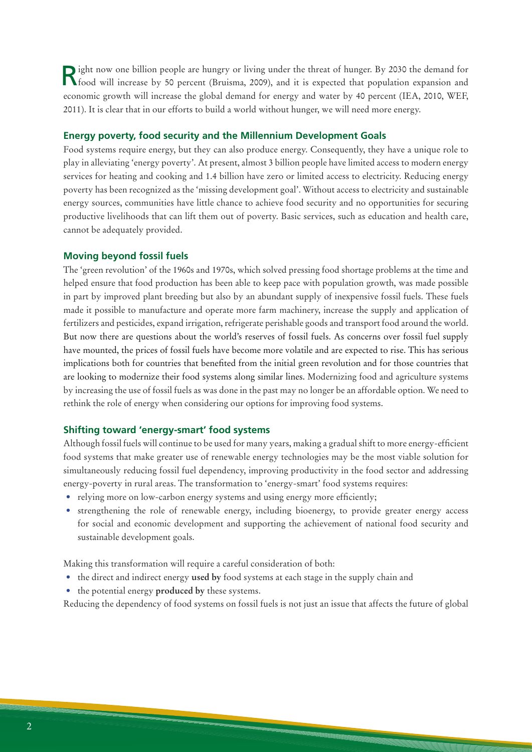Right now one billion people are hungry or living under the threat of hunger. By 2030 the demand for food will increase by 50 percent (Bruisma, 2009), and it is expected that population expansion and economic growth will increase the global demand for energy and water by 40 percent (IEA, 2010, WEF, 2011). It is clear that in our efforts to build a world without hunger, we will need more energy.

## Energy poverty, food security and the Millennium Development Goals

Food systems require energy, but they can also produce energy. Consequently, they have a unique role to play in alleviating 'energy poverty'. At present, almost 3 billion people have limited access to modern energy services for heating and cooking and 1.4 billion have zero or limited access to electricity. Reducing energy poverty has been recognized as the 'missing development goal'. Without access to electricity and sustainable energy sources, communities have little chance to achieve food security and no opportunities for securing productive livelihoods that can lift them out of poverty. Basic services, such as education and health care, cannot be adequately provided.

## Moving beyond fossil fuels

The 'green revolution' of the 1960s and 1970s, which solved pressing food shortage problems at the time and helped ensure that food production has been able to keep pace with population growth, was made possible in part by improved plant breeding but also by an abundant supply of inexpensive fossil fuels. These fuels made it possible to manufacture and operate more farm machinery, increase the supply and application of fertilizers and pesticides, expand irrigation, refrigerate perishable goods and transport food around the world. But now there are questions about the world's reserves of fossil fuels. As concerns over fossil fuel supply have mounted, the prices of fossil fuels have become more volatile and are expected to rise. This has serious implications both for countries that benefited from the initial green revolution and for those countries that are looking to modernize their food systems along similar lines. Modernizing food and agriculture systems by increasing the use of fossil fuels as was done in the past may no longer be an affordable option. We need to rethink the role of energy when considering our options for improving food systems.

## Shifting toward 'energy-smart' food systems

Although fossil fuels will continue to be used for many years, making a gradual shift to more energy-efficient food systems that make greater use of renewable energy technologies may be the most viable solution for simultaneously reducing fossil fuel dependency, improving productivity in the food sector and addressing energy-poverty in rural areas. The transformation to 'energy-smart' food systems requires:

- relying more on low-carbon energy systems and using energy more efficiently;
- strengthening the role of renewable energy, including bioenergy, to provide greater energy access for social and economic development and supporting the achievement of national food security and sustainable development goals.

Making this transformation will require a careful consideration of both:

- the direct and indirect energy **used by** food systems at each stage in the supply chain and
- the potential energy **produced by** these systems.

Reducing the dependency of food systems on fossil fuels is not just an issue that affects the future of global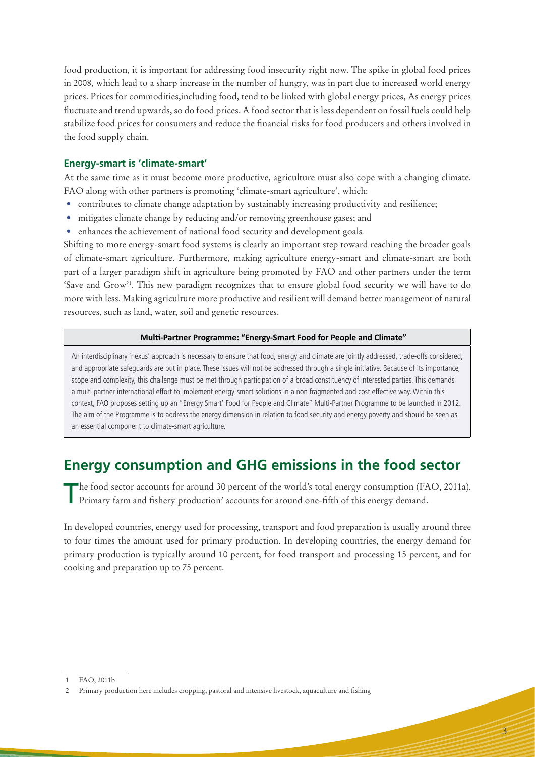food production, it is important for addressing food insecurity right now. The spike in global food prices in 2008, which lead to a sharp increase in the number of hungry, was in part due to increased world energy prices. Prices for commodities,including food, tend to be linked with global energy prices, As energy prices fluctuate and trend upwards, so do food prices. A food sector that is less dependent on fossil fuels could help stabilize food prices for consumers and reduce the financial risks for food producers and others involved in the food supply chain.

### Energy-smart is 'climate-smart'

At the same time as it must become more productive, agriculture must also cope with a changing climate. FAO along with other partners is promoting 'climate-smart agriculture', which:

- contributes to climate change adaptation by sustainably increasing productivity and resilience;
- mitigates climate change by reducing and/or removing greenhouse gases; and
- enhances the achievement of national food security and development goals*.*

Shifting to more energy-smart food systems is clearly an important step toward reaching the broader goals of climate-smart agriculture. Furthermore, making agriculture energy-smart and climate-smart are both part of a larger paradigm shift in agriculture being promoted by FAO and other partners under the term 'Save and Grow'[1]. This new paradigm recognizes that to ensure global food security we will have to do more with less. Making agriculture more productive and resilient will demand better management of natural resources, such as land, water, soil and genetic resources.

**Multi-Partner Programme: "Energy-Smart Food for People and Climate"**

An interdisciplinary 'nexus' approach is necessary to ensure that food, energy and climate are jointly addressed, trade-offs considered, and appropriate safeguards are put in place. These issues will not be addressed through a single initiative. Because of its importance, scope and complexity, this challenge must be met through participation of a broad constituency of interested parties. This demands a multi partner international effort to implement energy-smart solutions in a non fragmented and cost effective way. Within this context, FAO proposes setting up an "Energy Smart' Food for People and Climate" Multi-Partner Programme to be launched in 2012. The aim of the Programme is to address the energy dimension in relation to food security and energy poverty and should be seen as an essential component to climate-smart agriculture.

## Energy consumption and GHG emissions in the food sector

The food sector accounts for around 30 percent of the world's total energy consumption (FAO, 2011a). Primary farm and fishery production[2] accounts for around one-fifth of this energy demand.

In developed countries, energy used for processing, transport and food preparation is usually around three to four times the amount used for primary production. In developing countries, the energy demand for primary production is typically around 10 percent, for food transport and processing 15 percent, and for cooking and preparation up to 75 percent.

---

1 FAO, 2011b

2 Primary production here includes cropping, pastoral and intensive livestock, aquaculture and fishing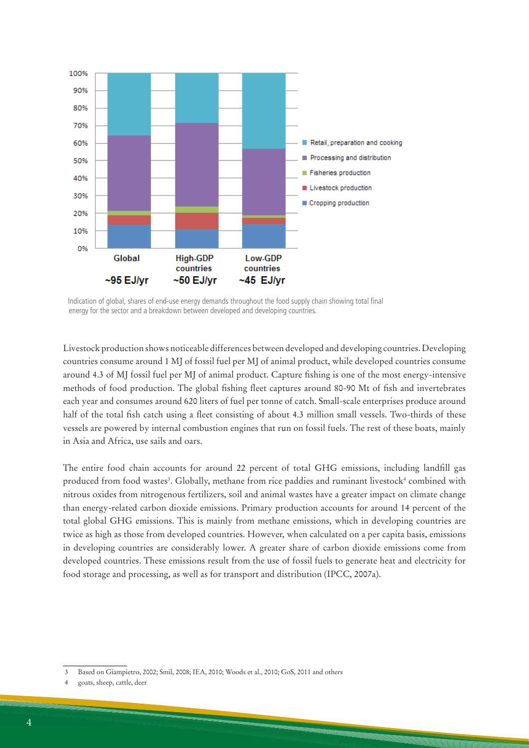Indication of global, shares of end-use energy demands throughout the food supply chain showing total final energy for the sector and a breakdown between developed and developing countries.

Livestock production shows noticeable differences between developed and developing countries. Developing countries consume around 1 MJ of fossil fuel per MJ of animal product, while developed countries consume around 4.3 of MJ fossil fuel per MJ of animal product. Capture fishing is one of the most energy-intensive methods of food production. The global fishing fleet captures around 80-90 Mt of fish and invertebrates each year and consumes around 620 liters of fuel per tonne of catch. Small-scale enterprises produce around half of the total fish catch using a fleet consisting of about 4.3 million small vessels. Two-thirds of these vessels are powered by internal combustion engines that run on fossil fuels. The rest of these boats, mainly in Asia and Africa, use sails and oars.

The entire food chain accounts for around 22 percent of total GHG emissions, including landfill gas produced from food wastes[3]. Globally, methane from rice paddies and ruminant livestock[4] combined with nitrous oxides from nitrogenous fertilizers, soil and animal wastes have a greater impact on climate change than energy-related carbon dioxide emissions. Primary production accounts for around 14 percent of the total global GHG emissions. This is mainly from methane emissions, which in developing countries are twice as high as those from developed countries. However, when calculated on a per capita basis, emissions in developing countries are considerably lower. A greater share of carbon dioxide emissions come from developed countries. These emissions result from the use of fossil fuels to generate heat and electricity for food storage and processing, as well as for transport and distribution (IPCC, 2007a).

---

3 Based on Giampietro, 2002; Smil, 2008; IEA, 2010; Woods et al., 2010; GoS, 2011 and others

4 goats, sheep, cattle, deer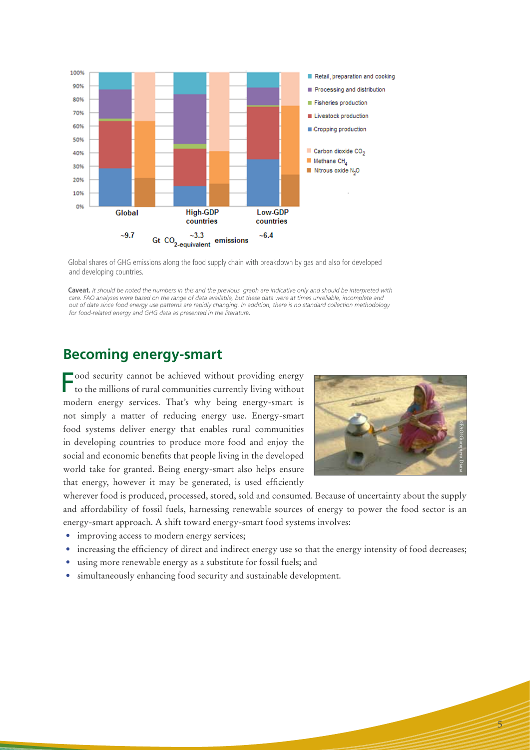Global shares of GHG emissions along the food supply chain with breakdown by gas and also for developed and developing countries.

**Caveat.** *It should be noted the numbers in this and the previous graph are indicative only and should be interpreted with care. FAO analyses were based on the range of data available, but these data were at times unreliable, incomplete and out of date since food energy use patterns are rapidly changing. In addition, there is no standard collection methodology for food-related energy and GHG data as presented in the literature.*

## Becoming energy-smart

Food security cannot be achieved without providing energy to the millions of rural communities currently living without modern energy services. That's why being energy-smart is not simply a matter of reducing energy use. Energy-smart food systems deliver energy that enables rural communities in developing countries to produce more food and enjoy the social and economic benefits that people living in the developed world take for granted. Being energy-smart also helps ensure that energy, however it may be generated, is used efficiently wherever food is produced, processed, stored, sold and consumed. Because of uncertainty about the supply and affordability of fossil fuels, harnessing renewable sources of energy to power the food sector is an energy-smart approach. A shift toward energy-smart food systems involves:

- improving access to modern energy services;
- increasing the efficiency of direct and indirect energy use so that the energy intensity of food decreases;
- using more renewable energy as a substitute for fossil fuels; and
- simultaneously enhancing food security and sustainable development.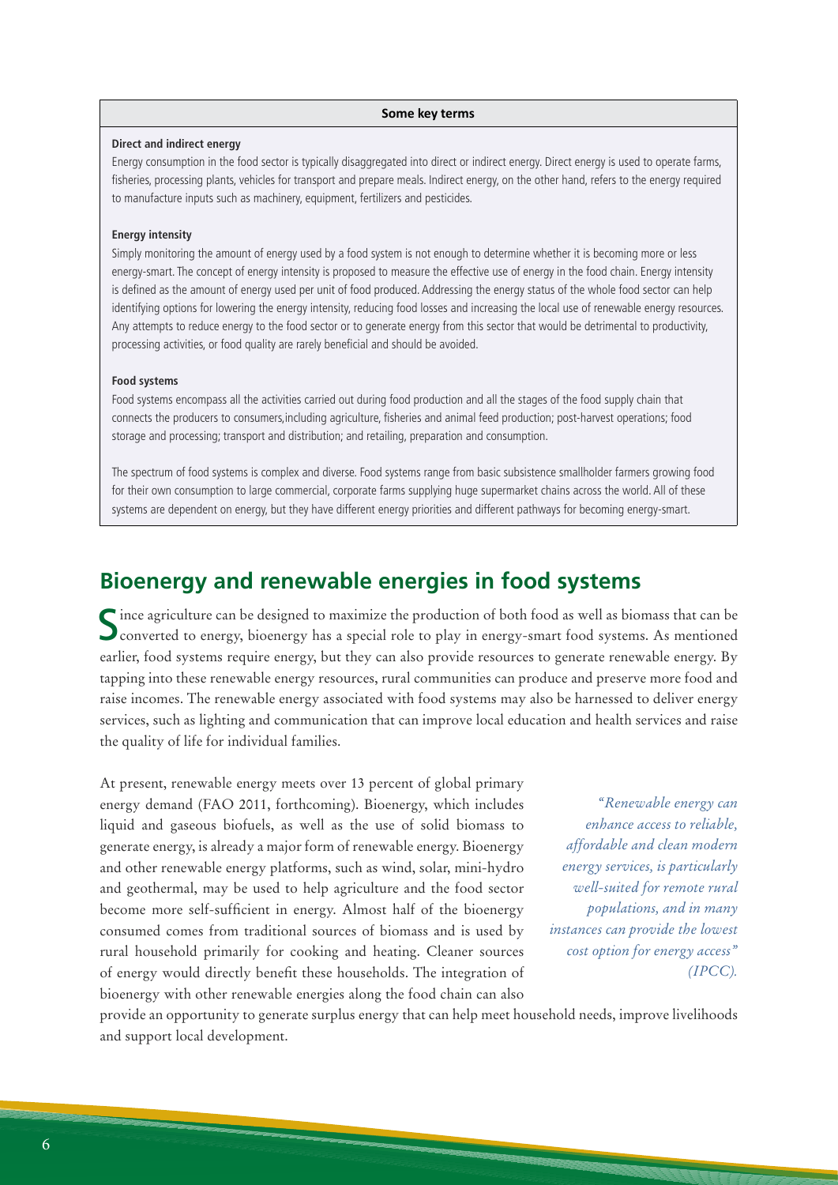**Some key terms**

**Direct and indirect energy**

Energy consumption in the food sector is typically disaggregated into direct or indirect energy. Direct energy is used to operate farms, fisheries, processing plants, vehicles for transport and prepare meals. Indirect energy, on the other hand, refers to the energy required to manufacture inputs such as machinery, equipment, fertilizers and pesticides.

**Energy intensity**

Simply monitoring the amount of energy used by a food system is not enough to determine whether it is becoming more or less energy-smart. The concept of energy intensity is proposed to measure the effective use of energy in the food chain. Energy intensity is defined as the amount of energy used per unit of food produced. Addressing the energy status of the whole food sector can help identifying options for lowering the energy intensity, reducing food losses and increasing the local use of renewable energy resources. Any attempts to reduce energy to the food sector or to generate energy from this sector that would be detrimental to productivity, processing activities, or food quality are rarely beneficial and should be avoided.

**Food systems**

Food systems encompass all the activities carried out during food production and all the stages of the food supply chain that connects the producers to consumers,including agriculture, fisheries and animal feed production; post-harvest operations; food storage and processing; transport and distribution; and retailing, preparation and consumption.

The spectrum of food systems is complex and diverse. Food systems range from basic subsistence smallholder farmers growing food for their own consumption to large commercial, corporate farms supplying huge supermarket chains across the world. All of these systems are dependent on energy, but they have different energy priorities and different pathways for becoming energy-smart.

## Bioenergy and renewable energies in food systems

Since agriculture can be designed to maximize the production of both food as well as biomass that can be converted to energy, bioenergy has a special role to play in energy-smart food systems. As mentioned earlier, food systems require energy, but they can also provide resources to generate renewable energy. By tapping into these renewable energy resources, rural communities can produce and preserve more food and raise incomes. The renewable energy associated with food systems may also be harnessed to deliver energy services, such as lighting and communication that can improve local education and health services and raise the quality of life for individual families.

At present, renewable energy meets over 13 percent of global primary energy demand (FAO 2011, forthcoming). Bioenergy, which includes liquid and gaseous biofuels, as well as the use of solid biomass to generate energy, is already a major form of renewable energy. Bioenergy and other renewable energy platforms, such as wind, solar, mini-hydro and geothermal, may be used to help agriculture and the food sector become more self-sufficient in energy. Almost half of the bioenergy consumed comes from traditional sources of biomass and is used by rural household primarily for cooking and heating. Cleaner sources of energy would directly benefit these households. The integration of bioenergy with other renewable energies along the food chain can also provide an opportunity to generate surplus energy that can help meet household needs, improve livelihoods and support local development.

*"Renewable energy can enhance access to reliable, affordable and clean modern energy services, is particularly well-suited for remote rural populations, and in many instances can provide the lowest cost option for energy access" (IPCC).*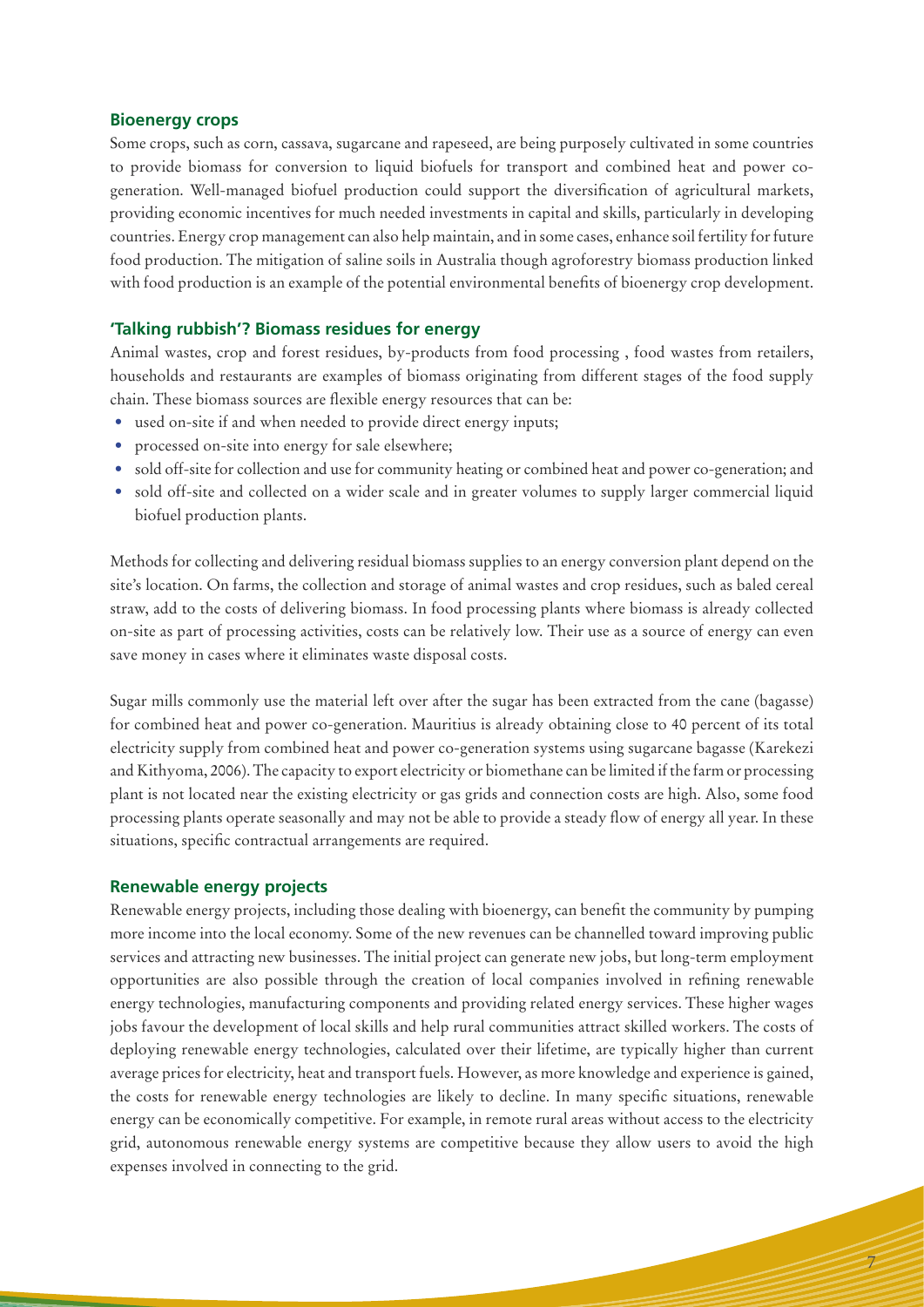### Bioenergy crops

Some crops, such as corn, cassava, sugarcane and rapeseed, are being purposely cultivated in some countries to provide biomass for conversion to liquid biofuels for transport and combined heat and power co-generation. Well-managed biofuel production could support the diversification of agricultural markets, providing economic incentives for much needed investments in capital and skills, particularly in developing countries. Energy crop management can also help maintain, and in some cases, enhance soil fertility for future food production. The mitigation of saline soils in Australia though agroforestry biomass production linked with food production is an example of the potential environmental benefits of bioenergy crop development.

### 'Talking rubbish'? Biomass residues for energy

Animal wastes, crop and forest residues, by-products from food processing , food wastes from retailers, households and restaurants are examples of biomass originating from different stages of the food supply chain. These biomass sources are flexible energy resources that can be:

- used on-site if and when needed to provide direct energy inputs;
- processed on-site into energy for sale elsewhere;
- sold off-site for collection and use for community heating or combined heat and power co-generation; and
- sold off-site and collected on a wider scale and in greater volumes to supply larger commercial liquid biofuel production plants.

Methods for collecting and delivering residual biomass supplies to an energy conversion plant depend on the site's location. On farms, the collection and storage of animal wastes and crop residues, such as baled cereal straw, add to the costs of delivering biomass. In food processing plants where biomass is already collected on-site as part of processing activities, costs can be relatively low. Their use as a source of energy can even save money in cases where it eliminates waste disposal costs.

Sugar mills commonly use the material left over after the sugar has been extracted from the cane (bagasse) for combined heat and power co-generation. Mauritius is already obtaining close to 40 percent of its total electricity supply from combined heat and power co-generation systems using sugarcane bagasse (Karekezi and Kithyoma, 2006). The capacity to export electricity or biomethane can be limited if the farm or processing plant is not located near the existing electricity or gas grids and connection costs are high. Also, some food processing plants operate seasonally and may not be able to provide a steady flow of energy all year. In these situations, specific contractual arrangements are required.

### Renewable energy projects

Renewable energy projects, including those dealing with bioenergy, can benefit the community by pumping more income into the local economy. Some of the new revenues can be channelled toward improving public services and attracting new businesses. The initial project can generate new jobs, but long-term employment opportunities are also possible through the creation of local companies involved in refining renewable energy technologies, manufacturing components and providing related energy services. These higher wages jobs favour the development of local skills and help rural communities attract skilled workers. The costs of deploying renewable energy technologies, calculated over their lifetime, are typically higher than current average prices for electricity, heat and transport fuels. However, as more knowledge and experience is gained, the costs for renewable energy technologies are likely to decline. In many specific situations, renewable energy can be economically competitive. For example, in remote rural areas without access to the electricity grid, autonomous renewable energy systems are competitive because they allow users to avoid the high expenses involved in connecting to the grid.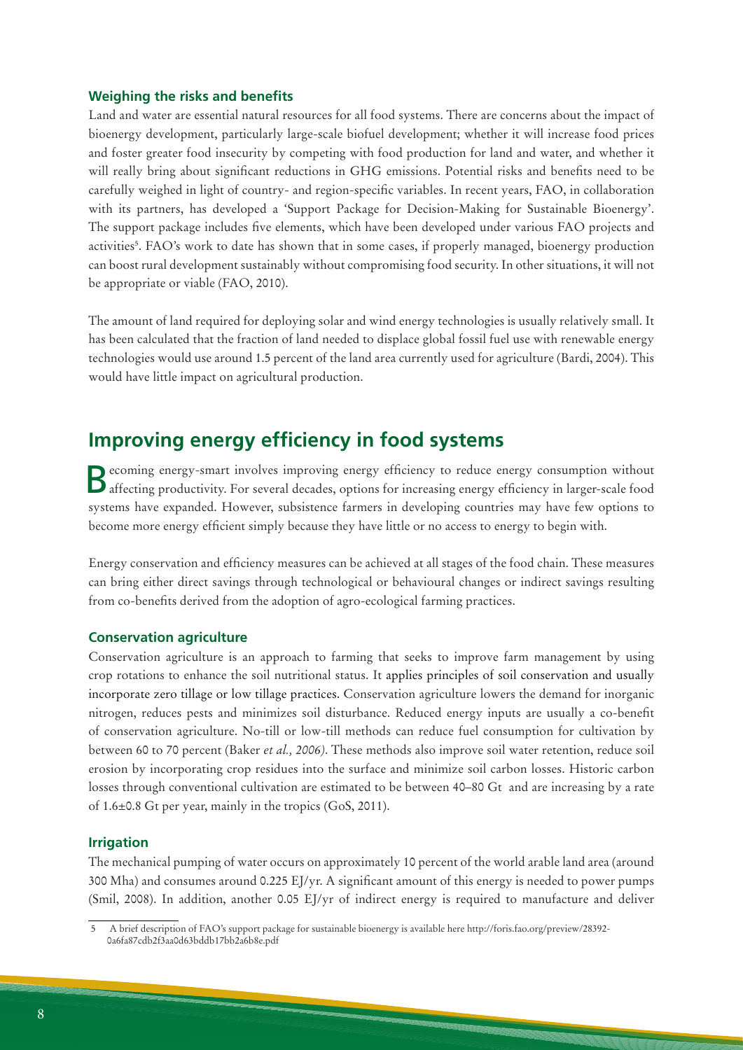### Weighing the risks and benefits

Land and water are essential natural resources for all food systems. There are concerns about the impact of bioenergy development, particularly large-scale biofuel development; whether it will increase food prices and foster greater food insecurity by competing with food production for land and water, and whether it will really bring about significant reductions in GHG emissions. Potential risks and benefits need to be carefully weighed in light of country- and region-specific variables. In recent years, FAO, in collaboration with its partners, has developed a 'Support Package for Decision-Making for Sustainable Bioenergy'. The support package includes five elements, which have been developed under various FAO projects and activities[5]. FAO's work to date has shown that in some cases, if properly managed, bioenergy production can boost rural development sustainably without compromising food security. In other situations, it will not be appropriate or viable (FAO, 2010).

The amount of land required for deploying solar and wind energy technologies is usually relatively small. It has been calculated that the fraction of land needed to displace global fossil fuel use with renewable energy technologies would use around 1.5 percent of the land area currently used for agriculture (Bardi, 2004). This would have little impact on agricultural production.

## Improving energy efficiency in food systems

Becoming energy-smart involves improving energy efficiency to reduce energy consumption without affecting productivity. For several decades, options for increasing energy efficiency in larger-scale food systems have expanded. However, subsistence farmers in developing countries may have few options to become more energy efficient simply because they have little or no access to energy to begin with.

Energy conservation and efficiency measures can be achieved at all stages of the food chain. These measures can bring either direct savings through technological or behavioural changes or indirect savings resulting from co-benefits derived from the adoption of agro-ecological farming practices.

### Conservation agriculture

Conservation agriculture is an approach to farming that seeks to improve farm management by using crop rotations to enhance the soil nutritional status. It applies principles of soil conservation and usually incorporate zero tillage or low tillage practices. Conservation agriculture lowers the demand for inorganic nitrogen, reduces pests and minimizes soil disturbance. Reduced energy inputs are usually a co-benefit of conservation agriculture. No-till or low-till methods can reduce fuel consumption for cultivation by between 60 to 70 percent (Baker *et al., 2006*). These methods also improve soil water retention, reduce soil erosion by incorporating crop residues into the surface and minimize soil carbon losses. Historic carbon losses through conventional cultivation are estimated to be between 40–80 Gt and are increasing by a rate of 1.6±0.8 Gt per year, mainly in the tropics (GoS, 2011).

### Irrigation

The mechanical pumping of water occurs on approximately 10 percent of the world arable land area (around 300 Mha) and consumes around 0.225 EJ/yr. A significant amount of this energy is needed to power pumps (Smil, 2008). In addition, another 0.05 EJ/yr of indirect energy is required to manufacture and deliver

---

5 A brief description of FAO's support package for sustainable bioenergy is available here http://foris.fao.org/preview/28392-0a6fa87cdb2f3aa0d63bddb17bb2a6b8e.pdf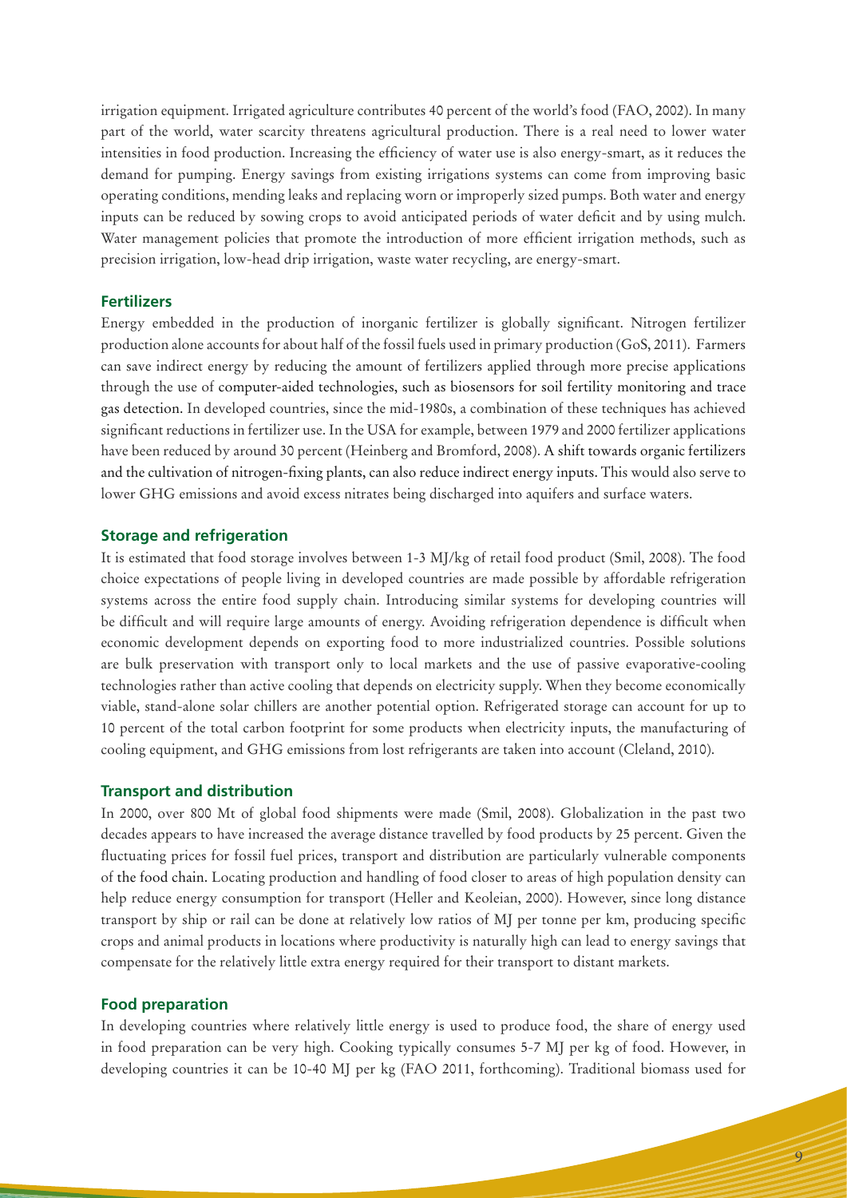irrigation equipment. Irrigated agriculture contributes 40 percent of the world's food (FAO, 2002). In many part of the world, water scarcity threatens agricultural production. There is a real need to lower water intensities in food production. Increasing the efficiency of water use is also energy-smart, as it reduces the demand for pumping. Energy savings from existing irrigations systems can come from improving basic operating conditions, mending leaks and replacing worn or improperly sized pumps. Both water and energy inputs can be reduced by sowing crops to avoid anticipated periods of water deficit and by using mulch. Water management policies that promote the introduction of more efficient irrigation methods, such as precision irrigation, low-head drip irrigation, waste water recycling, are energy-smart.

### Fertilizers

Energy embedded in the production of inorganic fertilizer is globally significant. Nitrogen fertilizer production alone accounts for about half of the fossil fuels used in primary production (GoS, 2011). Farmers can save indirect energy by reducing the amount of fertilizers applied through more precise applications through the use of computer-aided technologies, such as biosensors for soil fertility monitoring and trace gas detection. In developed countries, since the mid-1980s, a combination of these techniques has achieved significant reductions in fertilizer use. In the USA for example, between 1979 and 2000 fertilizer applications have been reduced by around 30 percent (Heinberg and Bromford, 2008). A shift towards organic fertilizers and the cultivation of nitrogen-fixing plants, can also reduce indirect energy inputs. This would also serve to lower GHG emissions and avoid excess nitrates being discharged into aquifers and surface waters.

### Storage and refrigeration

It is estimated that food storage involves between 1-3 MJ/kg of retail food product (Smil, 2008). The food choice expectations of people living in developed countries are made possible by affordable refrigeration systems across the entire food supply chain. Introducing similar systems for developing countries will be difficult and will require large amounts of energy. Avoiding refrigeration dependence is difficult when economic development depends on exporting food to more industrialized countries. Possible solutions are bulk preservation with transport only to local markets and the use of passive evaporative-cooling technologies rather than active cooling that depends on electricity supply. When they become economically viable, stand-alone solar chillers are another potential option. Refrigerated storage can account for up to 10 percent of the total carbon footprint for some products when electricity inputs, the manufacturing of cooling equipment, and GHG emissions from lost refrigerants are taken into account (Cleland, 2010).

### Transport and distribution

In 2000, over 800 Mt of global food shipments were made (Smil, 2008). Globalization in the past two decades appears to have increased the average distance travelled by food products by 25 percent. Given the fluctuating prices for fossil fuel prices, transport and distribution are particularly vulnerable components of the food chain. Locating production and handling of food closer to areas of high population density can help reduce energy consumption for transport (Heller and Keoleian, 2000). However, since long distance transport by ship or rail can be done at relatively low ratios of MJ per tonne per km, producing specific crops and animal products in locations where productivity is naturally high can lead to energy savings that compensate for the relatively little extra energy required for their transport to distant markets.

### Food preparation

In developing countries where relatively little energy is used to produce food, the share of energy used in food preparation can be very high. Cooking typically consumes 5-7 MJ per kg of food. However, in developing countries it can be 10-40 MJ per kg (FAO 2011, forthcoming). Traditional biomass used for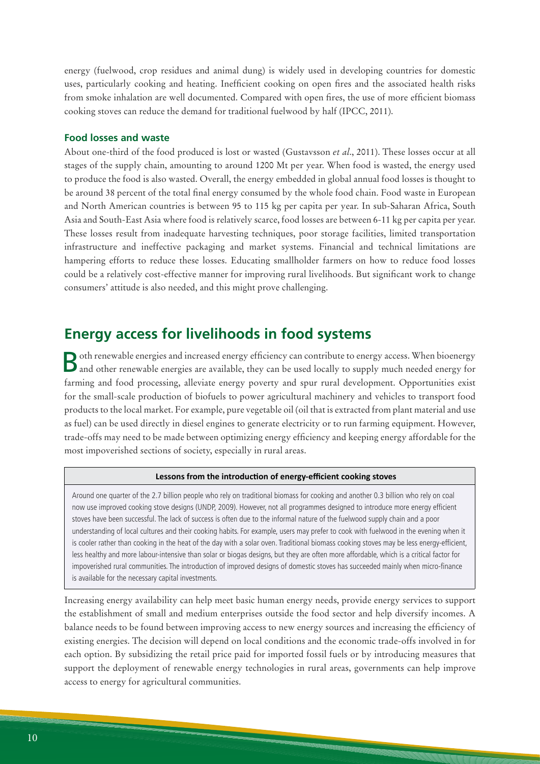energy (fuelwood, crop residues and animal dung) is widely used in developing countries for domestic uses, particularly cooking and heating. Inefficient cooking on open fires and the associated health risks from smoke inhalation are well documented. Compared with open fires, the use of more efficient biomass cooking stoves can reduce the demand for traditional fuelwood by half (IPCC, 2011).

### Food losses and waste

About one-third of the food produced is lost or wasted (Gustavsson *et al*., 2011). These losses occur at all stages of the supply chain, amounting to around 1200 Mt per year. When food is wasted, the energy used to produce the food is also wasted. Overall, the energy embedded in global annual food losses is thought to be around 38 percent of the total final energy consumed by the whole food chain. Food waste in European and North American countries is between 95 to 115 kg per capita per year. In sub-Saharan Africa, South Asia and South-East Asia where food is relatively scarce, food losses are between 6-11 kg per capita per year. These losses result from inadequate harvesting techniques, poor storage facilities, limited transportation infrastructure and ineffective packaging and market systems. Financial and technical limitations are hampering efforts to reduce these losses. Educating smallholder farmers on how to reduce food losses could be a relatively cost-effective manner for improving rural livelihoods. But significant work to change consumers' attitude is also needed, and this might prove challenging.

## Energy access for livelihoods in food systems

Both renewable energies and increased energy efficiency can contribute to energy access. When bioenergy and other renewable energies are available, they can be used locally to supply much needed energy for farming and food processing, alleviate energy poverty and spur rural development. Opportunities exist for the small-scale production of biofuels to power agricultural machinery and vehicles to transport food products to the local market. For example, pure vegetable oil (oil that is extracted from plant material and use as fuel) can be used directly in diesel engines to generate electricity or to run farming equipment. However, trade-offs may need to be made between optimizing energy efficiency and keeping energy affordable for the most impoverished sections of society, especially in rural areas.

**Lessons from the introduction of energy-efficient cooking stoves**

Around one quarter of the 2.7 billion people who rely on traditional biomass for cooking and another 0.3 billion who rely on coal now use improved cooking stove designs (UNDP, 2009). However, not all programmes designed to introduce more energy efficient stoves have been successful. The lack of success is often due to the informal nature of the fuelwood supply chain and a poor understanding of local cultures and their cooking habits. For example, users may prefer to cook with fuelwood in the evening when it is cooler rather than cooking in the heat of the day with a solar oven. Traditional biomass cooking stoves may be less energy-efficient, less healthy and more labour-intensive than solar or biogas designs, but they are often more affordable, which is a critical factor for impoverished rural communities. The introduction of improved designs of domestic stoves has succeeded mainly when micro-finance is available for the necessary capital investments.

Increasing energy availability can help meet basic human energy needs, provide energy services to support the establishment of small and medium enterprises outside the food sector and help diversify incomes. A balance needs to be found between improving access to new energy sources and increasing the efficiency of existing energies. The decision will depend on local conditions and the economic trade-offs involved in for each option. By subsidizing the retail price paid for imported fossil fuels or by introducing measures that support the deployment of renewable energy technologies in rural areas, governments can help improve access to energy for agricultural communities.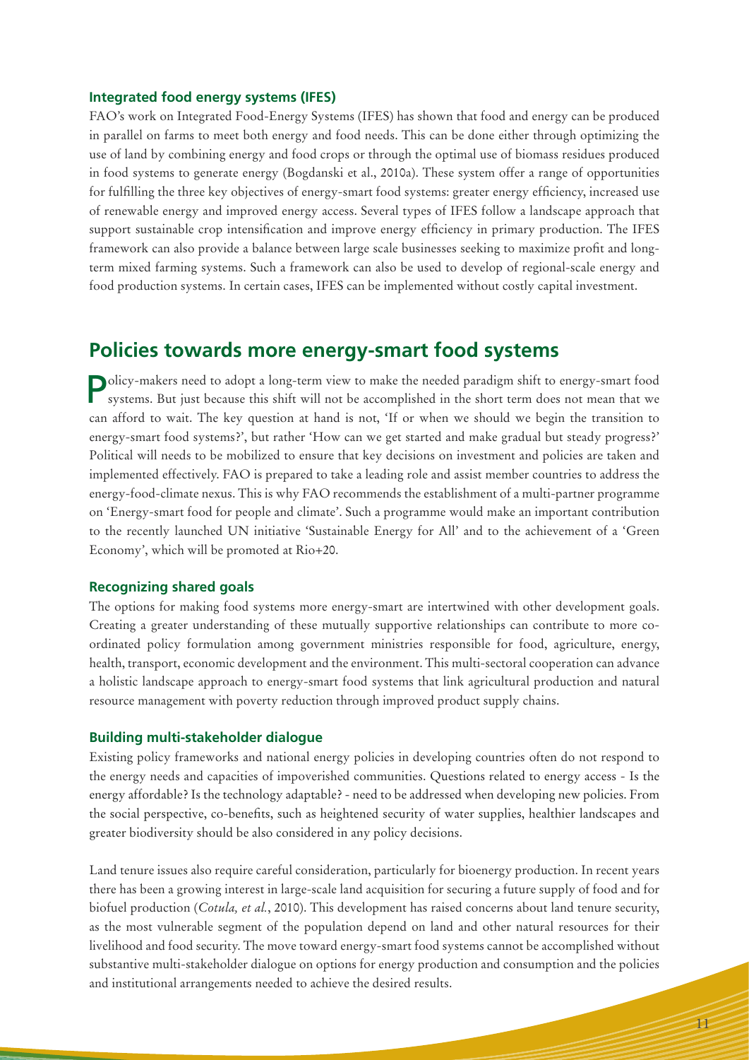### Integrated food energy systems (IFES)

FAO's work on Integrated Food-Energy Systems (IFES) has shown that food and energy can be produced in parallel on farms to meet both energy and food needs. This can be done either through optimizing the use of land by combining energy and food crops or through the optimal use of biomass residues produced in food systems to generate energy (Bogdanski et al., 2010a). These system offer a range of opportunities for fulfilling the three key objectives of energy-smart food systems: greater energy efficiency, increased use of renewable energy and improved energy access. Several types of IFES follow a landscape approach that support sustainable crop intensification and improve energy efficiency in primary production. The IFES framework can also provide a balance between large scale businesses seeking to maximize profit and long-term mixed farming systems. Such a framework can also be used to develop of regional-scale energy and food production systems. In certain cases, IFES can be implemented without costly capital investment.

## Policies towards more energy-smart food systems

Policy-makers need to adopt a long-term view to make the needed paradigm shift to energy-smart food systems. But just because this shift will not be accomplished in the short term does not mean that we can afford to wait. The key question at hand is not, 'If or when we should we begin the transition to energy-smart food systems?', but rather 'How can we get started and make gradual but steady progress?' Political will needs to be mobilized to ensure that key decisions on investment and policies are taken and implemented effectively. FAO is prepared to take a leading role and assist member countries to address the energy-food-climate nexus. This is why FAO recommends the establishment of a multi-partner programme on 'Energy-smart food for people and climate'. Such a programme would make an important contribution to the recently launched UN initiative 'Sustainable Energy for All' and to the achievement of a 'Green Economy', which will be promoted at Rio+20.

### Recognizing shared goals

The options for making food systems more energy-smart are intertwined with other development goals. Creating a greater understanding of these mutually supportive relationships can contribute to more co-ordinated policy formulation among government ministries responsible for food, agriculture, energy, health, transport, economic development and the environment. This multi-sectoral cooperation can advance a holistic landscape approach to energy-smart food systems that link agricultural production and natural resource management with poverty reduction through improved product supply chains.

### Building multi-stakeholder dialogue

Existing policy frameworks and national energy policies in developing countries often do not respond to the energy needs and capacities of impoverished communities. Questions related to energy access - Is the energy affordable? Is the technology adaptable? - need to be addressed when developing new policies. From the social perspective, co-benefits, such as heightened security of water supplies, healthier landscapes and greater biodiversity should be also considered in any policy decisions.

Land tenure issues also require careful consideration, particularly for bioenergy production. In recent years there has been a growing interest in large-scale land acquisition for securing a future supply of food and for biofuel production (*Cotula, et al.*, 2010). This development has raised concerns about land tenure security, as the most vulnerable segment of the population depend on land and other natural resources for their livelihood and food security. The move toward energy-smart food systems cannot be accomplished without substantive multi-stakeholder dialogue on options for energy production and consumption and the policies and institutional arrangements needed to achieve the desired results.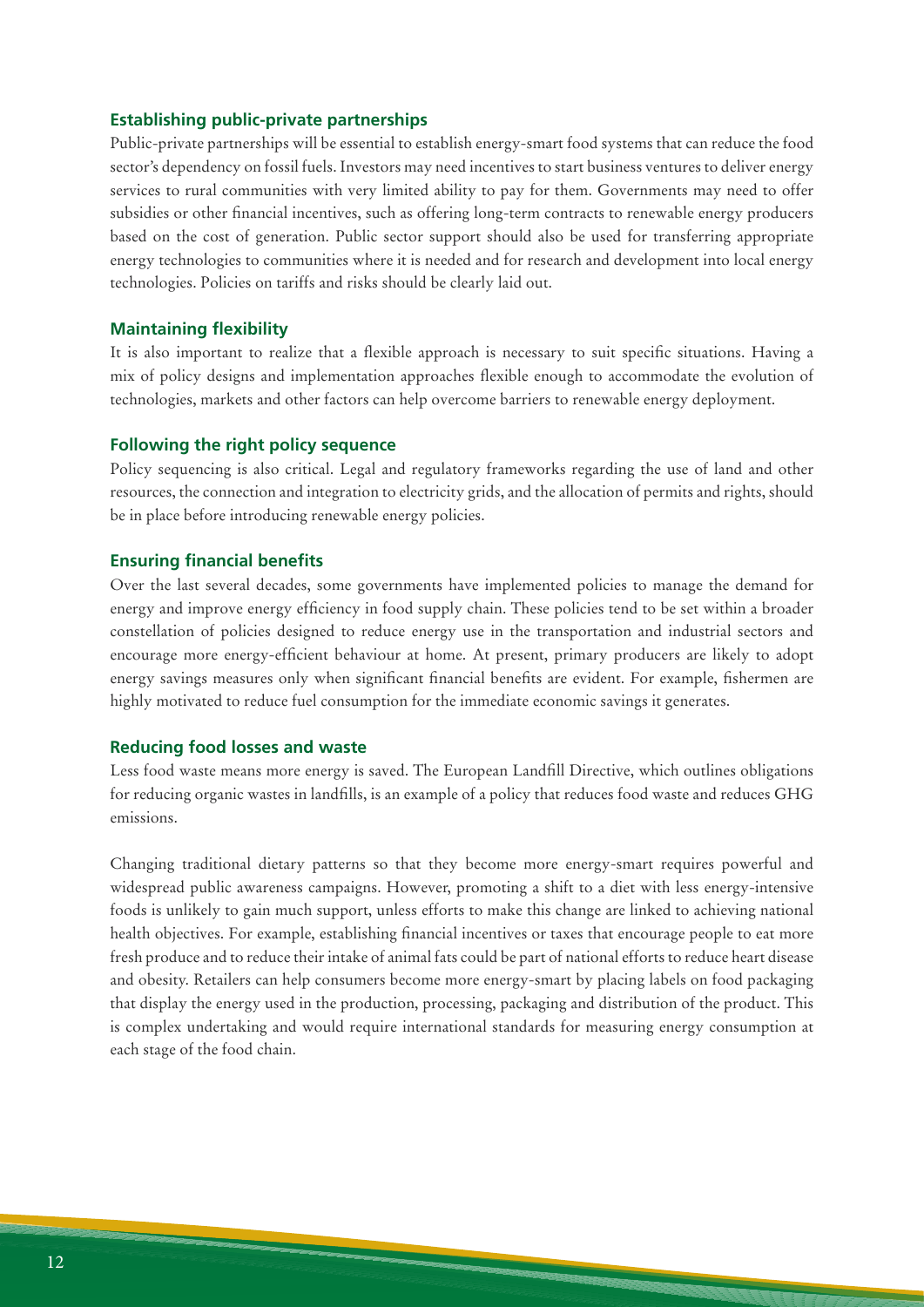### Establishing public-private partnerships

Public-private partnerships will be essential to establish energy-smart food systems that can reduce the food sector's dependency on fossil fuels. Investors may need incentives to start business ventures to deliver energy services to rural communities with very limited ability to pay for them. Governments may need to offer subsidies or other financial incentives, such as offering long-term contracts to renewable energy producers based on the cost of generation. Public sector support should also be used for transferring appropriate energy technologies to communities where it is needed and for research and development into local energy technologies. Policies on tariffs and risks should be clearly laid out.

### Maintaining flexibility

It is also important to realize that a flexible approach is necessary to suit specific situations. Having a mix of policy designs and implementation approaches flexible enough to accommodate the evolution of technologies, markets and other factors can help overcome barriers to renewable energy deployment.

### Following the right policy sequence

Policy sequencing is also critical. Legal and regulatory frameworks regarding the use of land and other resources, the connection and integration to electricity grids, and the allocation of permits and rights, should be in place before introducing renewable energy policies.

### Ensuring financial benefits

Over the last several decades, some governments have implemented policies to manage the demand for energy and improve energy efficiency in food supply chain. These policies tend to be set within a broader constellation of policies designed to reduce energy use in the transportation and industrial sectors and encourage more energy-efficient behaviour at home. At present, primary producers are likely to adopt energy savings measures only when significant financial benefits are evident. For example, fishermen are highly motivated to reduce fuel consumption for the immediate economic savings it generates.

### Reducing food losses and waste

Less food waste means more energy is saved. The European Landfill Directive, which outlines obligations for reducing organic wastes in landfills, is an example of a policy that reduces food waste and reduces GHG emissions.

Changing traditional dietary patterns so that they become more energy-smart requires powerful and widespread public awareness campaigns. However, promoting a shift to a diet with less energy-intensive foods is unlikely to gain much support, unless efforts to make this change are linked to achieving national health objectives. For example, establishing financial incentives or taxes that encourage people to eat more fresh produce and to reduce their intake of animal fats could be part of national efforts to reduce heart disease and obesity. Retailers can help consumers become more energy-smart by placing labels on food packaging that display the energy used in the production, processing, packaging and distribution of the product. This is complex undertaking and would require international standards for measuring energy consumption at each stage of the food chain.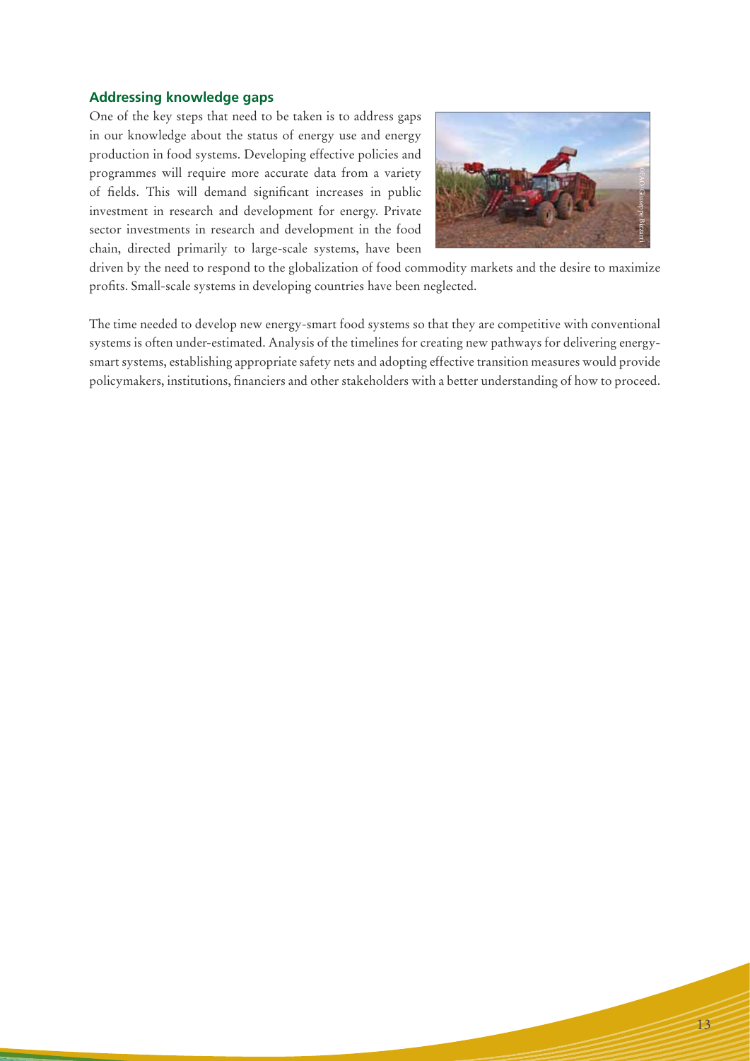## Addressing knowledge gaps

One of the key steps that need to be taken is to address gaps in our knowledge about the status of energy use and energy production in food systems. Developing effective policies and programmes will require more accurate data from a variety of fields. This will demand significant increases in public investment in research and development for energy. Private sector investments in research and development in the food chain, directed primarily to large-scale systems, have been driven by the need to respond to the globalization of food commodity markets and the desire to maximize profits. Small-scale systems in developing countries have been neglected.

The time needed to develop new energy-smart food systems so that they are competitive with conventional systems is often under-estimated. Analysis of the timelines for creating new pathways for delivering energy-smart systems, establishing appropriate safety nets and adopting effective transition measures would provide policymakers, institutions, financiers and other stakeholders with a better understanding of how to proceed.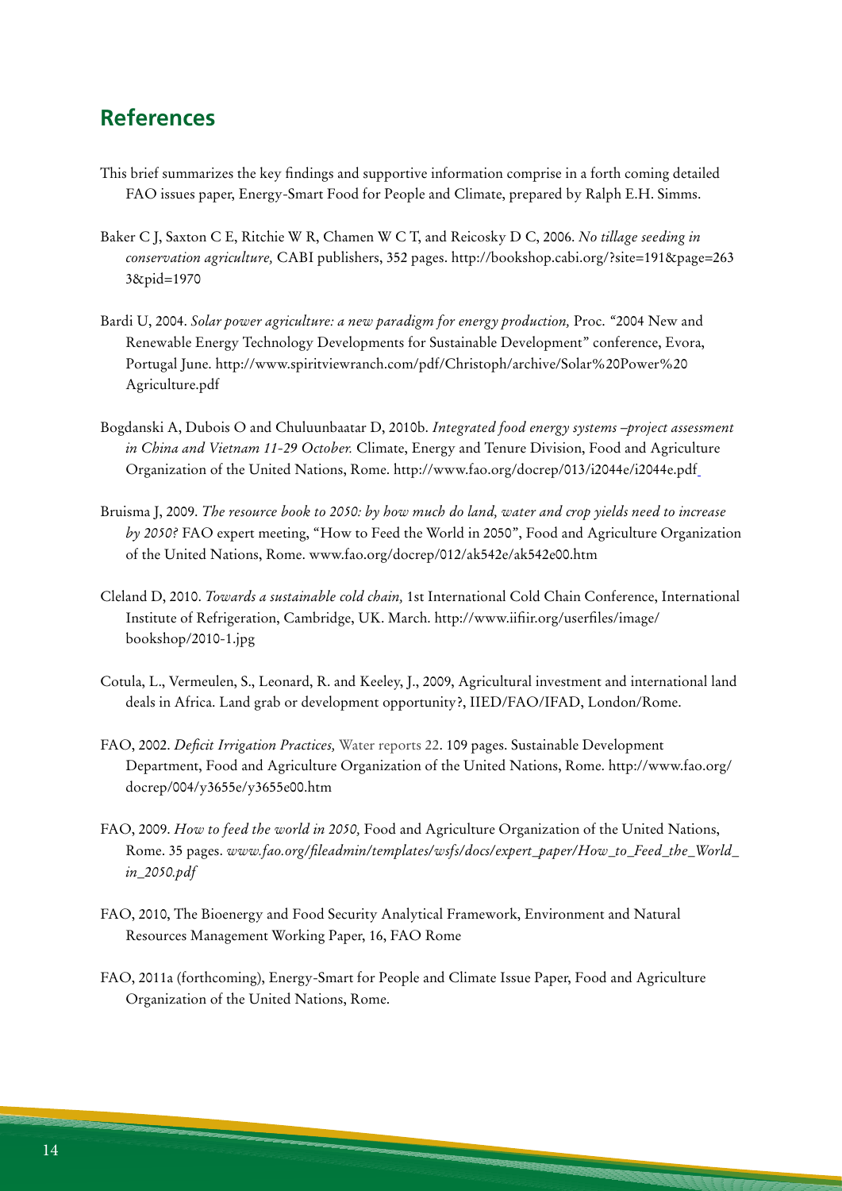## References

This brief summarizes the key findings and supportive information comprise in a forth coming detailed FAO issues paper, Energy-Smart Food for People and Climate, prepared by Ralph E.H. Simms.

Baker C J, Saxton C E, Ritchie W R, Chamen W C T, and Reicosky D C, 2006. *No tillage seeding in conservation agriculture,* CABI publishers, 352 pages. http://bookshop.cabi.org/?site=191&page=2633&pid=1970

Bardi U, 2004. *Solar power agriculture: a new paradigm for energy production,* Proc. "2004 New and Renewable Energy Technology Developments for Sustainable Development" conference, Evora, Portugal June. http://www.spiritviewranch.com/pdf/Christoph/archive/Solar%20Power%20Agriculture.pdf

Bogdanski A, Dubois O and Chuluunbaatar D, 2010b. *Integrated food energy systems –project assessment in China and Vietnam 11-29 October.* Climate, Energy and Tenure Division, Food and Agriculture Organization of the United Nations, Rome. http://www.fao.org/docrep/013/i2044e/i2044e.pdf

Bruisma J, 2009. *The resource book to 2050: by how much do land, water and crop yields need to increase by 2050?* FAO expert meeting, "How to Feed the World in 2050", Food and Agriculture Organization of the United Nations, Rome. www.fao.org/docrep/012/ak542e/ak542e00.htm

Cleland D, 2010. *Towards a sustainable cold chain,* 1st International Cold Chain Conference, International Institute of Refrigeration, Cambridge, UK. March. http://www.iifiir.org/userfiles/image/bookshop/2010-1.jpg

Cotula, L., Vermeulen, S., Leonard, R. and Keeley, J., 2009, Agricultural investment and international land deals in Africa. Land grab or development opportunity?, IIED/FAO/IFAD, London/Rome.

FAO, 2002. *Deficit Irrigation Practices,* Water reports 22. 109 pages. Sustainable Development Department, Food and Agriculture Organization of the United Nations, Rome. http://www.fao.org/docrep/004/y3655e/y3655e00.htm

FAO, 2009. *How to feed the world in 2050,* Food and Agriculture Organization of the United Nations, Rome. 35 pages. *www.fao.org/fileadmin/templates/wsfs/docs/expert_paper/How_to_Feed_the_World_in_2050.pdf*

FAO, 2010, The Bioenergy and Food Security Analytical Framework, Environment and Natural Resources Management Working Paper, 16, FAO Rome

FAO, 2011a (forthcoming), Energy-Smart for People and Climate Issue Paper, Food and Agriculture Organization of the United Nations, Rome.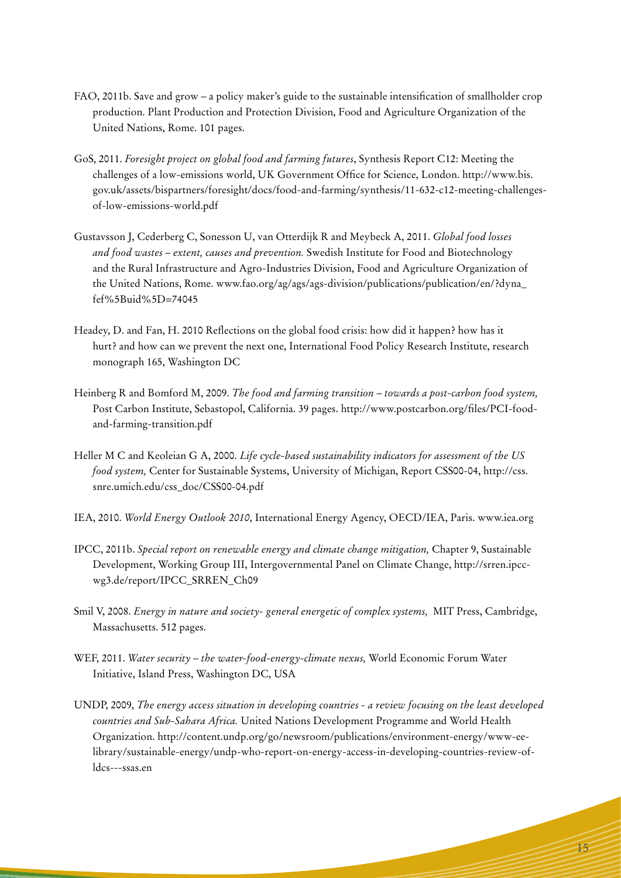FAO, 2011b. Save and grow – a policy maker's guide to the sustainable intensification of smallholder crop production. Plant Production and Protection Division, Food and Agriculture Organization of the United Nations, Rome. 101 pages.

GoS, 2011. *Foresight project on global food and farming futures*, Synthesis Report C12: Meeting the challenges of a low-emissions world, UK Government Office for Science, London. http://www.bis.gov.uk/assets/bispartners/foresight/docs/food-and-farming/synthesis/11-632-c12-meeting-challenges-of-low-emissions-world.pdf

Gustavsson J, Cederberg C, Sonesson U, van Otterdijk R and Meybeck A, 2011. *Global food losses and food wastes – extent, causes and prevention.* Swedish Institute for Food and Biotechnology and the Rural Infrastructure and Agro-Industries Division, Food and Agriculture Organization of the United Nations, Rome. www.fao.org/ag/ags/ags-division/publications/publication/en/?dyna_fef%5Buid%5D=74045

Headey, D. and Fan, H. 2010 Reflections on the global food crisis: how did it happen? how has it hurt? and how can we prevent the next one, International Food Policy Research Institute, research monograph 165, Washington DC

Heinberg R and Bomford M, 2009. *The food and farming transition – towards a post-carbon food system,* Post Carbon Institute, Sebastopol, California. 39 pages. http://www.postcarbon.org/files/PCI-food-and-farming-transition.pdf

Heller M C and Keoleian G A, 2000. *Life cycle-based sustainability indicators for assessment of the US food system,* Center for Sustainable Systems, University of Michigan, Report CSS00-04, http://css.snre.umich.edu/css_doc/CSS00-04.pdf

IEA, 2010. *World Energy Outlook 2010*, International Energy Agency, OECD/IEA, Paris. www.iea.org

IPCC, 2011b. *Special report on renewable energy and climate change mitigation,* Chapter 9, Sustainable Development, Working Group III, Intergovernmental Panel on Climate Change, http://srren.ipcc-wg3.de/report/IPCC_SRREN_Ch09

Smil V, 2008. *Energy in nature and society- general energetic of complex systems,* MIT Press, Cambridge, Massachusetts. 512 pages.

WEF, 2011. *Water security – the water-food-energy-climate nexus,* World Economic Forum Water Initiative, Island Press, Washington DC, USA

UNDP, 2009, *The energy access situation in developing countries - a review focusing on the least developed countries and Sub-Sahara Africa.* United Nations Development Programme and World Health Organization. http://content.undp.org/go/newsroom/publications/environment-energy/www-ee-library/sustainable-energy/undp-who-report-on-energy-access-in-developing-countries-review-of-ldcs---ssas.en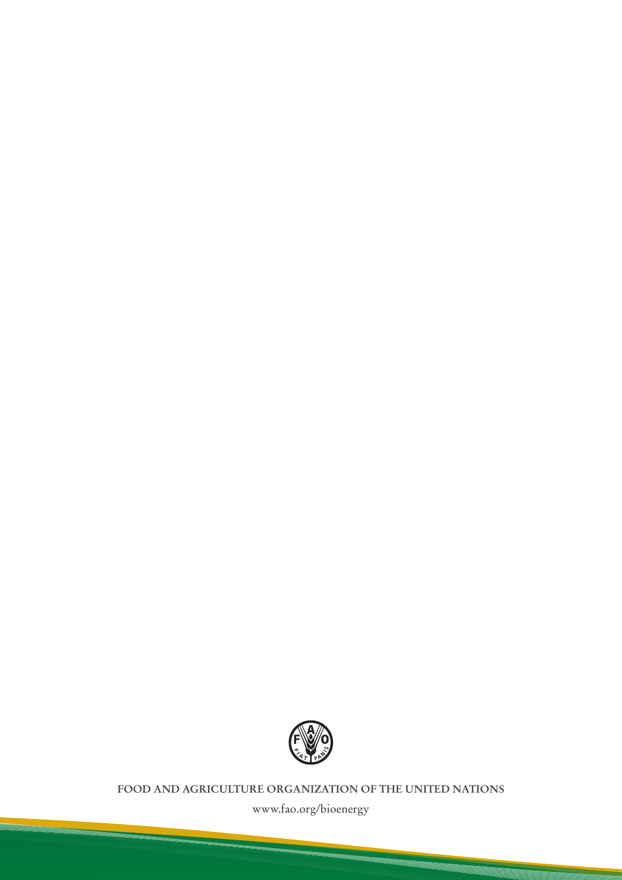FOOD AND AGRICULTURE ORGANIZATION OF THE UNITED NATIONS

www.fao.org/bioenergy